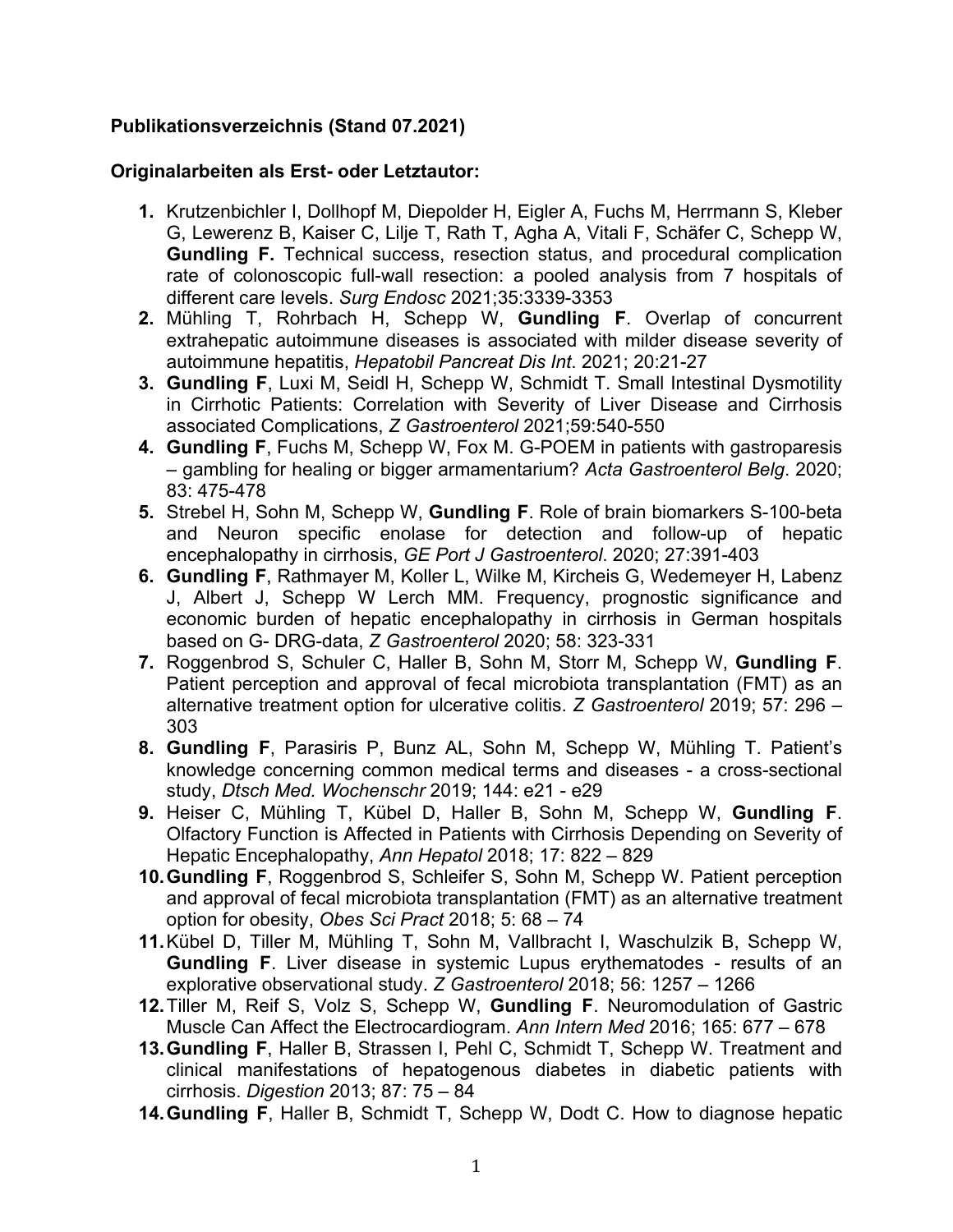**Publikationsverzeichnis (Stand 07.2021)**

**Originalarbeiten als Erst- oder Letztautor:**

1. Krutzenbichler I, Dollhopf M, Diepolder H, Eigler A, Fuchs M, Herrmann S, Kleber G, Lewerenz B, Kaiser C, Lilje T, Rath T, Agha A, Vitali F, Schäfer C, Schepp W, **Gundling F.** Technical success, resection status, and procedural complication rate of colonoscopic full-wall resection: a pooled analysis from 7 hospitals of different care levels. *Surg Endosc* 2021;35:3339-3353
2. Mühling T, Rohrbach H, Schepp W, **Gundling F**. Overlap of concurrent extrahepatic autoimmune diseases is associated with milder disease severity of autoimmune hepatitis, *Hepatobil Pancreat Dis Int*. 2021; 20:21-27
3. **Gundling F**, Luxi M, Seidl H, Schepp W, Schmidt T. Small Intestinal Dysmotility in Cirrhotic Patients: Correlation with Severity of Liver Disease and Cirrhosis associated Complications, *Z Gastroenterol* 2021;59:540-550
4. **Gundling F**, Fuchs M, Schepp W, Fox M. G-POEM in patients with gastroparesis – gambling for healing or bigger armamentarium? *Acta Gastroenterol Belg*. 2020; 83: 475-478
5. Strebel H, Sohn M, Schepp W, **Gundling F**. Role of brain biomarkers S-100-beta and Neuron specific enolase for detection and follow-up of hepatic encephalopathy in cirrhosis, *GE Port J Gastroenterol*. 2020; 27:391-403
6. **Gundling F**, Rathmayer M, Koller L, Wilke M, Kircheis G, Wedemeyer H, Labenz J, Albert J, Schepp W Lerch MM. Frequency, prognostic significance and economic burden of hepatic encephalopathy in cirrhosis in German hospitals based on G- DRG-data, *Z Gastroenterol* 2020; 58: 323-331
7. Roggenbrod S, Schuler C, Haller B, Sohn M, Storr M, Schepp W, **Gundling F**. Patient perception and approval of fecal microbiota transplantation (FMT) as an alternative treatment option for ulcerative colitis. *Z Gastroenterol* 2019; 57: 296 – 303
8. **Gundling F**, Parasiris P, Bunz AL, Sohn M, Schepp W, Mühling T. Patient's knowledge concerning common medical terms and diseases - a cross-sectional study, *Dtsch Med. Wochenschr* 2019; 144: e21 - e29
9. Heiser C, Mühling T, Kübel D, Haller B, Sohn M, Schepp W, **Gundling F**. Olfactory Function is Affected in Patients with Cirrhosis Depending on Severity of Hepatic Encephalopathy, *Ann Hepatol* 2018; 17: 822 – 829
10. **Gundling F**, Roggenbrod S, Schleifer S, Sohn M, Schepp W. Patient perception and approval of fecal microbiota transplantation (FMT) as an alternative treatment option for obesity, *Obes Sci Pract* 2018; 5: 68 – 74
11. Kübel D, Tiller M, Mühling T, Sohn M, Vallbracht I, Waschulzik B, Schepp W, **Gundling F**. Liver disease in systemic Lupus erythematodes - results of an explorative observational study. *Z Gastroenterol* 2018; 56: 1257 – 1266
12. Tiller M, Reif S, Volz S, Schepp W, **Gundling F**. Neuromodulation of Gastric Muscle Can Affect the Electrocardiogram. *Ann Intern Med* 2016; 165: 677 – 678
13. **Gundling F**, Haller B, Strassen I, Pehl C, Schmidt T, Schepp W. Treatment and clinical manifestations of hepatogenous diabetes in diabetic patients with cirrhosis. *Digestion* 2013; 87: 75 – 84
14. **Gundling F**, Haller B, Schmidt T, Schepp W, Dodt C. How to diagnose hepatic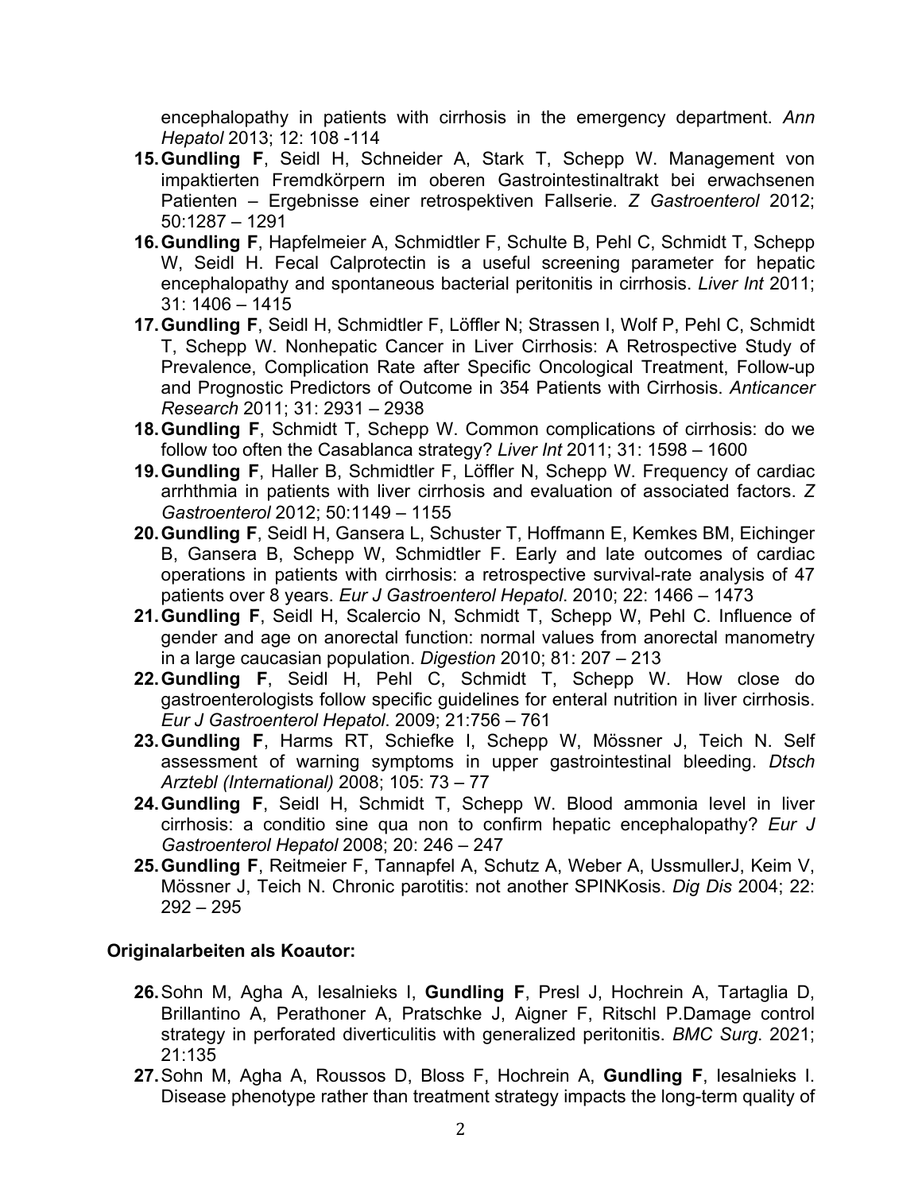encephalopathy in patients with cirrhosis in the emergency department. *Ann Hepatol* 2013; 12: 108 -114

15. **Gundling F**, Seidl H, Schneider A, Stark T, Schepp W. Management von impaktierten Fremdkörpern im oberen Gastrointestinaltrakt bei erwachsenen Patienten – Ergebnisse einer retrospektiven Fallserie. *Z Gastroenterol* 2012; 50:1287 – 1291
16. **Gundling F**, Hapfelmeier A, Schmidtler F, Schulte B, Pehl C, Schmidt T, Schepp W, Seidl H. Fecal Calprotectin is a useful screening parameter for hepatic encephalopathy and spontaneous bacterial peritonitis in cirrhosis. *Liver Int* 2011; 31: 1406 – 1415
17. **Gundling F**, Seidl H, Schmidtler F, Löffler N; Strassen I, Wolf P, Pehl C, Schmidt T, Schepp W. Nonhepatic Cancer in Liver Cirrhosis: A Retrospective Study of Prevalence, Complication Rate after Specific Oncological Treatment, Follow-up and Prognostic Predictors of Outcome in 354 Patients with Cirrhosis. *Anticancer Research* 2011; 31: 2931 – 2938
18. **Gundling F**, Schmidt T, Schepp W. Common complications of cirrhosis: do we follow too often the Casablanca strategy? *Liver Int* 2011; 31: 1598 – 1600
19. **Gundling F**, Haller B, Schmidtler F, Löffler N, Schepp W. Frequency of cardiac arrhthmia in patients with liver cirrhosis and evaluation of associated factors. *Z Gastroenterol* 2012; 50:1149 – 1155
20. **Gundling F**, Seidl H, Gansera L, Schuster T, Hoffmann E, Kemkes BM, Eichinger B, Gansera B, Schepp W, Schmidtler F. Early and late outcomes of cardiac operations in patients with cirrhosis: a retrospective survival-rate analysis of 47 patients over 8 years. *Eur J Gastroenterol Hepatol*. 2010; 22: 1466 – 1473
21. **Gundling F**, Seidl H, Scalercio N, Schmidt T, Schepp W, Pehl C. Influence of gender and age on anorectal function: normal values from anorectal manometry in a large caucasian population. *Digestion* 2010; 81: 207 – 213
22. **Gundling F**, Seidl H, Pehl C, Schmidt T, Schepp W. How close do gastroenterologists follow specific guidelines for enteral nutrition in liver cirrhosis. *Eur J Gastroenterol Hepatol*. 2009; 21:756 – 761
23. **Gundling F**, Harms RT, Schiefke I, Schepp W, Mössner J, Teich N. Self assessment of warning symptoms in upper gastrointestinal bleeding. *Dtsch Arztebl (International)* 2008; 105: 73 – 77
24. **Gundling F**, Seidl H, Schmidt T, Schepp W. Blood ammonia level in liver cirrhosis: a conditio sine qua non to confirm hepatic encephalopathy? *Eur J Gastroenterol Hepatol* 2008; 20: 246 – 247
25. **Gundling F**, Reitmeier F, Tannapfel A, Schutz A, Weber A, UssmullerJ, Keim V, Mössner J, Teich N. Chronic parotitis: not another SPINKosis. *Dig Dis* 2004; 22: 292 – 295

**Originalarbeiten als Koautor:**

26. Sohn M, Agha A, Iesalnieks I, **Gundling F**, Presl J, Hochrein A, Tartaglia D, Brillantino A, Perathoner A, Pratschke J, Aigner F, Ritschl P.Damage control strategy in perforated diverticulitis with generalized peritonitis. *BMC Surg*. 2021; 21:135
27. Sohn M, Agha A, Roussos D, Bloss F, Hochrein A, **Gundling F**, Iesalnieks I. Disease phenotype rather than treatment strategy impacts the long-term quality of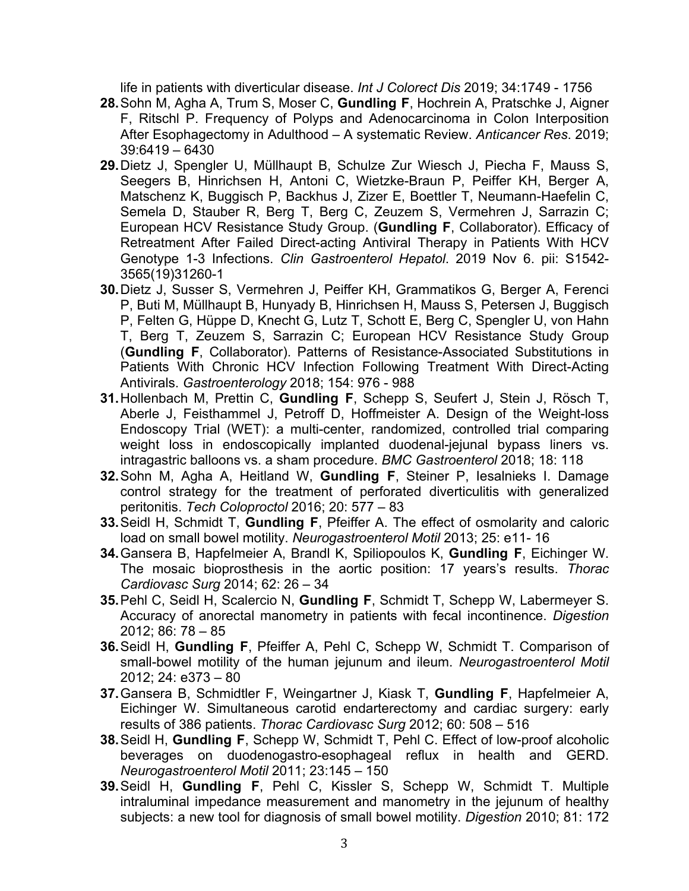life in patients with diverticular disease. *Int J Colorect Dis* 2019; 34:1749 - 1756

28. Sohn M, Agha A, Trum S, Moser C, **Gundling F**, Hochrein A, Pratschke J, Aigner F, Ritschl P. Frequency of Polyps and Adenocarcinoma in Colon Interposition After Esophagectomy in Adulthood – A systematic Review. *Anticancer Res*. 2019; 39:6419 – 6430
29. Dietz J, Spengler U, Müllhaupt B, Schulze Zur Wiesch J, Piecha F, Mauss S, Seegers B, Hinrichsen H, Antoni C, Wietzke-Braun P, Peiffer KH, Berger A, Matschenz K, Buggisch P, Backhus J, Zizer E, Boettler T, Neumann-Haefelin C, Semela D, Stauber R, Berg T, Berg C, Zeuzem S, Vermehren J, Sarrazin C; European HCV Resistance Study Group. (**Gundling F**, Collaborator). Efficacy of Retreatment After Failed Direct-acting Antiviral Therapy in Patients With HCV Genotype 1-3 Infections. *Clin Gastroenterol Hepatol*. 2019 Nov 6. pii: S1542-3565(19)31260-1
30. Dietz J, Susser S, Vermehren J, Peiffer KH, Grammatikos G, Berger A, Ferenci P, Buti M, Müllhaupt B, Hunyady B, Hinrichsen H, Mauss S, Petersen J, Buggisch P, Felten G, Hüppe D, Knecht G, Lutz T, Schott E, Berg C, Spengler U, von Hahn T, Berg T, Zeuzem S, Sarrazin C; European HCV Resistance Study Group (**Gundling F**, Collaborator). Patterns of Resistance-Associated Substitutions in Patients With Chronic HCV Infection Following Treatment With Direct-Acting Antivirals. *Gastroenterology* 2018; 154: 976 - 988
31. Hollenbach M, Prettin C, **Gundling F**, Schepp S, Seufert J, Stein J, Rösch T, Aberle J, Feisthammel J, Petroff D, Hoffmeister A. Design of the Weight-loss Endoscopy Trial (WET): a multi-center, randomized, controlled trial comparing weight loss in endoscopically implanted duodenal-jejunal bypass liners vs. intragastric balloons vs. a sham procedure. *BMC Gastroenterol* 2018; 18: 118
32. Sohn M, Agha A, Heitland W, **Gundling F**, Steiner P, Iesalnieks I. Damage control strategy for the treatment of perforated diverticulitis with generalized peritonitis. *Tech Coloproctol* 2016; 20: 577 – 83
33. Seidl H, Schmidt T, **Gundling F**, Pfeiffer A. The effect of osmolarity and caloric load on small bowel motility. *Neurogastroenterol Motil* 2013; 25: e11- 16
34. Gansera B, Hapfelmeier A, Brandl K, Spiliopoulos K, **Gundling F**, Eichinger W. The mosaic bioprosthesis in the aortic position: 17 years's results. *Thorac Cardiovasc Surg* 2014; 62: 26 – 34
35. Pehl C, Seidl H, Scalercio N, **Gundling F**, Schmidt T, Schepp W, Labermeyer S. Accuracy of anorectal manometry in patients with fecal incontinence. *Digestion* 2012; 86: 78 – 85
36. Seidl H, **Gundling F**, Pfeiffer A, Pehl C, Schepp W, Schmidt T. Comparison of small-bowel motility of the human jejunum and ileum. *Neurogastroenterol Motil* 2012; 24: e373 – 80
37. Gansera B, Schmidtler F, Weingartner J, Kiask T, **Gundling F**, Hapfelmeier A, Eichinger W. Simultaneous carotid endarterectomy and cardiac surgery: early results of 386 patients. *Thorac Cardiovasc Surg* 2012; 60: 508 – 516
38. Seidl H, **Gundling F**, Schepp W, Schmidt T, Pehl C. Effect of low-proof alcoholic beverages on duodenogastro-esophageal reflux in health and GERD. *Neurogastroenterol Motil* 2011; 23:145 – 150
39. Seidl H, **Gundling F**, Pehl C, Kissler S, Schepp W, Schmidt T. Multiple intraluminal impedance measurement and manometry in the jejunum of healthy subjects: a new tool for diagnosis of small bowel motility. *Digestion* 2010; 81: 172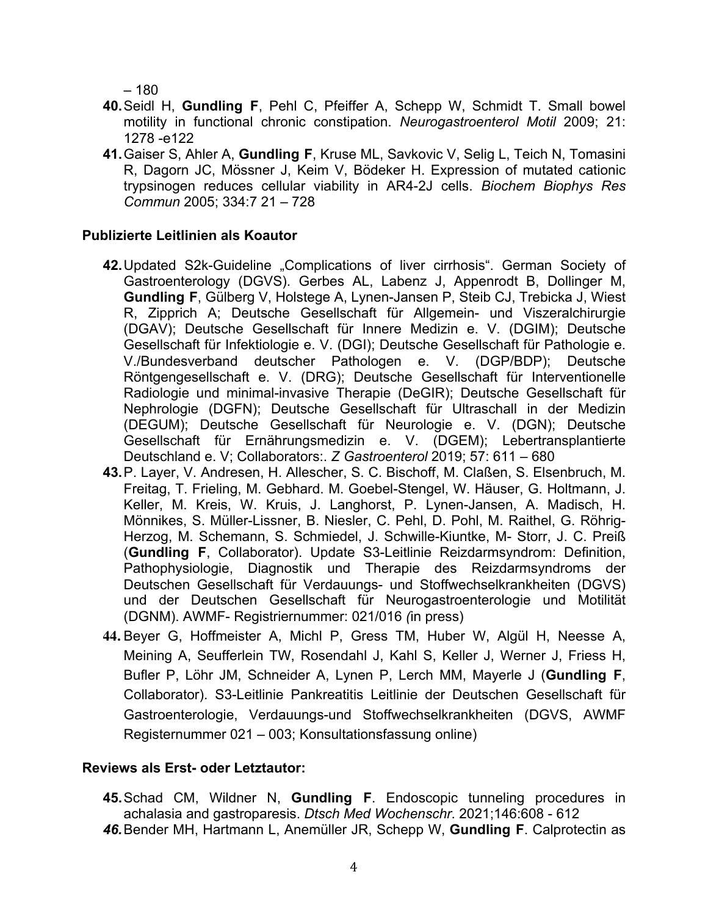– 180

40. Seidl H, **Gundling F**, Pehl C, Pfeiffer A, Schepp W, Schmidt T. Small bowel motility in functional chronic constipation. *Neurogastroenterol Motil* 2009; 21: 1278 -e122
41. Gaiser S, Ahler A, **Gundling F**, Kruse ML, Savkovic V, Selig L, Teich N, Tomasini R, Dagorn JC, Mössner J, Keim V, Bödeker H. Expression of mutated cationic trypsinogen reduces cellular viability in AR4-2J cells. *Biochem Biophys Res Commun* 2005; 334:7 21 – 728

**Publizierte Leitlinien als Koautor**

42. Updated S2k-Guideline „Complications of liver cirrhosis". German Society of Gastroenterology (DGVS). Gerbes AL, Labenz J, Appenrodt B, Dollinger M, **Gundling F**, Gülberg V, Holstege A, Lynen-Jansen P, Steib CJ, Trebicka J, Wiest R, Zipprich A; Deutsche Gesellschaft für Allgemein- und Viszeralchirurgie (DGAV); Deutsche Gesellschaft für Innere Medizin e. V. (DGIM); Deutsche Gesellschaft für Infektiologie e. V. (DGI); Deutsche Gesellschaft für Pathologie e. V./Bundesverband deutscher Pathologen e. V. (DGP/BDP); Deutsche Röntgengesellschaft e. V. (DRG); Deutsche Gesellschaft für Interventionelle Radiologie und minimal-invasive Therapie (DeGIR); Deutsche Gesellschaft für Nephrologie (DGFN); Deutsche Gesellschaft für Ultraschall in der Medizin (DEGUM); Deutsche Gesellschaft für Neurologie e. V. (DGN); Deutsche Gesellschaft für Ernährungsmedizin e. V. (DGEM); Lebertransplantierte Deutschland e. V; Collaborators:. *Z Gastroenterol* 2019; 57: 611 – 680
43. P. Layer, V. Andresen, H. Allescher, S. C. Bischoff, M. Claßen, S. Elsenbruch, M. Freitag, T. Frieling, M. Gebhard. M. Goebel-Stengel, W. Häuser, G. Holtmann, J. Keller, M. Kreis, W. Kruis, J. Langhorst, P. Lynen-Jansen, A. Madisch, H. Mönnikes, S. Müller-Lissner, B. Niesler, C. Pehl, D. Pohl, M. Raithel, G. Röhrig-Herzog, M. Schemann, S. Schmiedel, J. Schwille-Kiuntke, M- Storr, J. C. Preiß (**Gundling F**, Collaborator). Update S3-Leitlinie Reizdarmsyndrom: Definition, Pathophysiologie, Diagnostik und Therapie des Reizdarmsyndroms der Deutschen Gesellschaft für Verdauungs- und Stoffwechselkrankheiten (DGVS) und der Deutschen Gesellschaft für Neurogastroenterologie und Motilität (DGNM). AWMF- Registriernummer: 021/016 *(*in press)
44. Beyer G, Hoffmeister A, Michl P, Gress TM, Huber W, Algül H, Neesse A, Meining A, Seufferlein TW, Rosendahl J, Kahl S, Keller J, Werner J, Friess H, Bufler P, Löhr JM, Schneider A, Lynen P, Lerch MM, Mayerle J (**Gundling F**, Collaborator). S3-Leitlinie Pankreatitis Leitlinie der Deutschen Gesellschaft für Gastroenterologie, Verdauungs-und Stoffwechselkrankheiten (DGVS, AWMF Registernummer 021 – 003; Konsultationsfassung online)

**Reviews als Erst- oder Letztautor:**

45. Schad CM, Wildner N, **Gundling F**. Endoscopic tunneling procedures in achalasia and gastroparesis. *Dtsch Med Wochenschr*. 2021;146:608 - 612
46. Bender MH, Hartmann L, Anemüller JR, Schepp W, **Gundling F**. Calprotectin as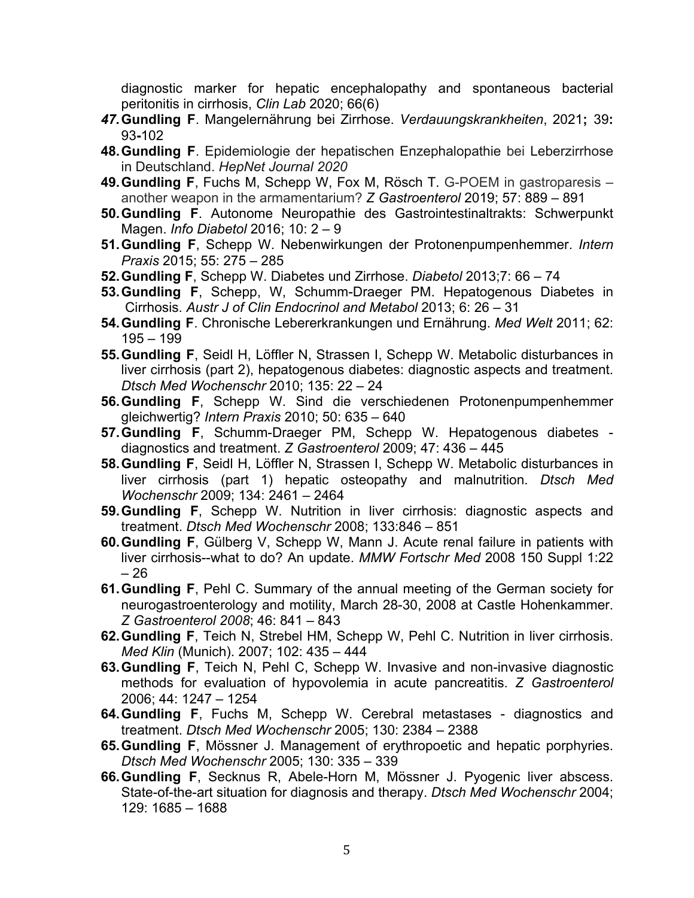diagnostic marker for hepatic encephalopathy and spontaneous bacterial peritonitis in cirrhosis, *Clin Lab* 2020; 66(6)

47. **Gundling F**. Mangelernährung bei Zirrhose. *Verdauungskrankheiten*, 2021**;** 39**:** 93**-**102
48. **Gundling F**. Epidemiologie der hepatischen Enzephalopathie bei Leberzirrhose in Deutschland. *HepNet Journal 2020*
49. **Gundling F**, Fuchs M, Schepp W, Fox M, Rösch T. G-POEM in gastroparesis – another weapon in the armamentarium? *Z Gastroenterol* 2019; 57: 889 – 891
50. **Gundling F**. Autonome Neuropathie des Gastrointestinaltrakts: Schwerpunkt Magen. *Info Diabetol* 2016; 10: 2 – 9
51. **Gundling F**, Schepp W. Nebenwirkungen der Protonenpumpenhemmer. *Intern Praxis* 2015; 55: 275 – 285
52. **Gundling F**, Schepp W. Diabetes und Zirrhose. *Diabetol* 2013;7: 66 – 74
53. **Gundling F**, Schepp, W, Schumm-Draeger PM. Hepatogenous Diabetes in Cirrhosis. *Austr J of Clin Endocrinol and Metabol* 2013; 6: 26 – 31
54. **Gundling F**. Chronische Lebererkrankungen und Ernährung. *Med Welt* 2011; 62: 195 – 199
55. **Gundling F**, Seidl H, Löffler N, Strassen I, Schepp W. Metabolic disturbances in liver cirrhosis (part 2), hepatogenous diabetes: diagnostic aspects and treatment. *Dtsch Med Wochenschr* 2010; 135: 22 – 24
56. **Gundling F**, Schepp W. Sind die verschiedenen Protonenpumpenhemmer gleichwertig? *Intern Praxis* 2010; 50: 635 – 640
57. **Gundling F**, Schumm-Draeger PM, Schepp W. Hepatogenous diabetes - diagnostics and treatment. *Z Gastroenterol* 2009; 47: 436 – 445
58. **Gundling F**, Seidl H, Löffler N, Strassen I, Schepp W. Metabolic disturbances in liver cirrhosis (part 1) hepatic osteopathy and malnutrition. *Dtsch Med Wochenschr* 2009; 134: 2461 – 2464
59. **Gundling F**, Schepp W. Nutrition in liver cirrhosis: diagnostic aspects and treatment. *Dtsch Med Wochenschr* 2008; 133:846 – 851
60. **Gundling F**, Gülberg V, Schepp W, Mann J. Acute renal failure in patients with liver cirrhosis--what to do? An update. *MMW Fortschr Med* 2008 150 Suppl 1:22 – 26
61. **Gundling F**, Pehl C. Summary of the annual meeting of the German society for neurogastroenterology and motility, March 28-30, 2008 at Castle Hohenkammer. *Z Gastroenterol 2008*; 46: 841 – 843
62. **Gundling F**, Teich N, Strebel HM, Schepp W, Pehl C. Nutrition in liver cirrhosis. *Med Klin* (Munich). 2007; 102: 435 – 444
63. **Gundling F**, Teich N, Pehl C, Schepp W. Invasive and non-invasive diagnostic methods for evaluation of hypovolemia in acute pancreatitis. *Z Gastroenterol* 2006; 44: 1247 – 1254
64. **Gundling F**, Fuchs M, Schepp W. Cerebral metastases - diagnostics and treatment. *Dtsch Med Wochenschr* 2005; 130: 2384 – 2388
65. **Gundling F**, Mössner J. Management of erythropoetic and hepatic porphyries. *Dtsch Med Wochenschr* 2005; 130: 335 – 339
66. **Gundling F**, Secknus R, Abele-Horn M, Mössner J. Pyogenic liver abscess. State-of-the-art situation for diagnosis and therapy. *Dtsch Med Wochenschr* 2004; 129: 1685 – 1688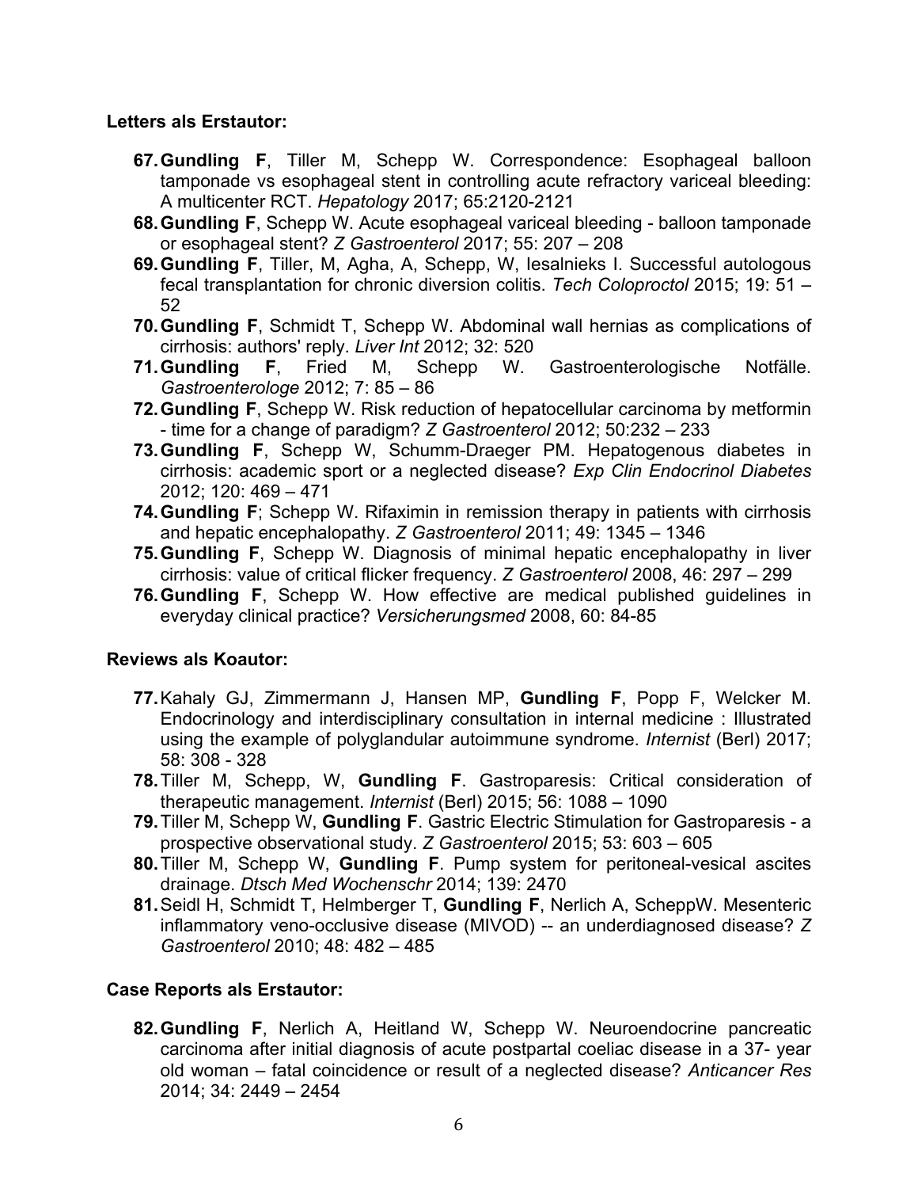**Letters als Erstautor:**

67. **Gundling F**, Tiller M, Schepp W. Correspondence: Esophageal balloon tamponade vs esophageal stent in controlling acute refractory variceal bleeding: A multicenter RCT. *Hepatology* 2017; 65:2120-2121
68. **Gundling F**, Schepp W. Acute esophageal variceal bleeding - balloon tamponade or esophageal stent? *Z Gastroenterol* 2017; 55: 207 – 208
69. **Gundling F**, Tiller, M, Agha, A, Schepp, W, Iesalnieks I. Successful autologous fecal transplantation for chronic diversion colitis. *Tech Coloproctol* 2015; 19: 51 – 52
70. **Gundling F**, Schmidt T, Schepp W. Abdominal wall hernias as complications of cirrhosis: authors' reply. *Liver Int* 2012; 32: 520
71. **Gundling F**, Fried M, Schepp W. Gastroenterologische Notfälle. *Gastroenterologe* 2012; 7: 85 – 86
72. **Gundling F**, Schepp W. Risk reduction of hepatocellular carcinoma by metformin - time for a change of paradigm? *Z Gastroenterol* 2012; 50:232 – 233
73. **Gundling F**, Schepp W, Schumm-Draeger PM. Hepatogenous diabetes in cirrhosis: academic sport or a neglected disease? *Exp Clin Endocrinol Diabetes* 2012; 120: 469 – 471
74. **Gundling F**; Schepp W. Rifaximin in remission therapy in patients with cirrhosis and hepatic encephalopathy. *Z Gastroenterol* 2011; 49: 1345 – 1346
75. **Gundling F**, Schepp W. Diagnosis of minimal hepatic encephalopathy in liver cirrhosis: value of critical flicker frequency. *Z Gastroenterol* 2008, 46: 297 – 299
76. **Gundling F**, Schepp W. How effective are medical published guidelines in everyday clinical practice? *Versicherungsmed* 2008, 60: 84-85

**Reviews als Koautor:**

77. Kahaly GJ, Zimmermann J, Hansen MP, **Gundling F**, Popp F, Welcker M. Endocrinology and interdisciplinary consultation in internal medicine : Illustrated using the example of polyglandular autoimmune syndrome. *Internist* (Berl) 2017; 58: 308 - 328
78. Tiller M, Schepp, W, **Gundling F**. Gastroparesis: Critical consideration of therapeutic management. *Internist* (Berl) 2015; 56: 1088 – 1090
79. Tiller M, Schepp W, **Gundling F**. Gastric Electric Stimulation for Gastroparesis - a prospective observational study. *Z Gastroenterol* 2015; 53: 603 – 605
80. Tiller M, Schepp W, **Gundling F**. Pump system for peritoneal-vesical ascites drainage. *Dtsch Med Wochenschr* 2014; 139: 2470
81. Seidl H, Schmidt T, Helmberger T, **Gundling F**, Nerlich A, ScheppW. Mesenteric inflammatory veno-occlusive disease (MIVOD) -- an underdiagnosed disease? *Z Gastroenterol* 2010; 48: 482 – 485

**Case Reports als Erstautor:**

82. **Gundling F**, Nerlich A, Heitland W, Schepp W. Neuroendocrine pancreatic carcinoma after initial diagnosis of acute postpartal coeliac disease in a 37- year old woman – fatal coincidence or result of a neglected disease? *Anticancer Res* 2014; 34: 2449 – 2454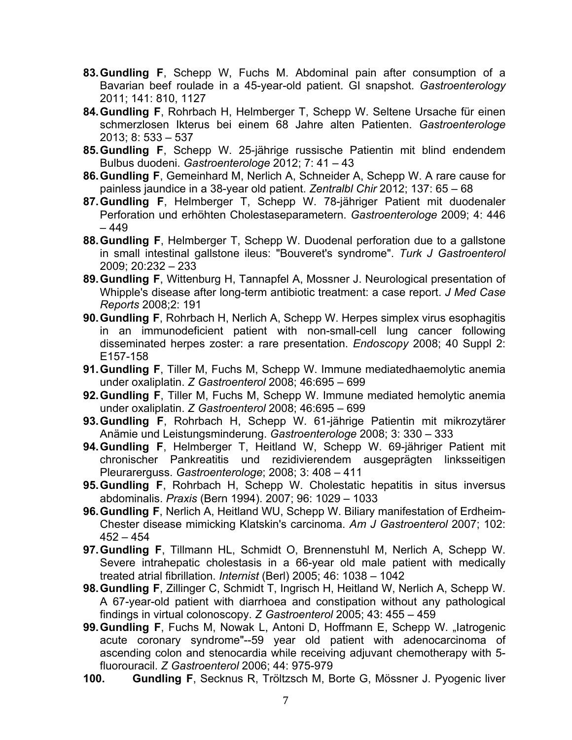83. **Gundling F**, Schepp W, Fuchs M. Abdominal pain after consumption of a Bavarian beef roulade in a 45-year-old patient. GI snapshot. *Gastroenterology* 2011; 141: 810, 1127
84. **Gundling F**, Rohrbach H, Helmberger T, Schepp W. Seltene Ursache für einen schmerzlosen Ikterus bei einem 68 Jahre alten Patienten. *Gastroenterologe* 2013; 8: 533 – 537
85. **Gundling F**, Schepp W. 25-jährige russische Patientin mit blind endendem Bulbus duodeni. *Gastroenterologe* 2012; 7: 41 – 43
86. **Gundling F**, Gemeinhard M, Nerlich A, Schneider A, Schepp W. A rare cause for painless jaundice in a 38-year old patient. *Zentralbl Chir* 2012; 137: 65 – 68
87. **Gundling F**, Helmberger T, Schepp W. 78-jähriger Patient mit duodenaler Perforation und erhöhten Cholestaseparametern. *Gastroenterologe* 2009; 4: 446 – 449
88. **Gundling F**, Helmberger T, Schepp W. Duodenal perforation due to a gallstone in small intestinal gallstone ileus: "Bouveret's syndrome". *Turk J Gastroenterol* 2009; 20:232 – 233
89. **Gundling F**, Wittenburg H, Tannapfel A, Mossner J. Neurological presentation of Whipple's disease after long-term antibiotic treatment: a case report. *J Med Case Reports* 2008;2: 191
90. **Gundling F**, Rohrbach H, Nerlich A, Schepp W. Herpes simplex virus esophagitis in an immunodeficient patient with non-small-cell lung cancer following disseminated herpes zoster: a rare presentation. *Endoscopy* 2008; 40 Suppl 2: E157-158
91. **Gundling F**, Tiller M, Fuchs M, Schepp W. Immune mediatedhaemolytic anemia under oxaliplatin. *Z Gastroenterol* 2008; 46:695 – 699
92. **Gundling F**, Tiller M, Fuchs M, Schepp W. Immune mediated hemolytic anemia under oxaliplatin. *Z Gastroenterol* 2008; 46:695 – 699
93. **Gundling F**, Rohrbach H, Schepp W. 61-jährige Patientin mit mikrozytärer Anämie und Leistungsminderung. *Gastroenterologe* 2008; 3: 330 – 333
94. **Gundling F**, Helmberger T, Heitland W, Schepp W. 69-jähriger Patient mit chronischer Pankreatitis und rezidivierendem ausgeprägten linksseitigen Pleurarerguss. *Gastroenterologe*; 2008; 3: 408 – 411
95. **Gundling F**, Rohrbach H, Schepp W. Cholestatic hepatitis in situs inversus abdominalis. *Praxis* (Bern 1994). 2007; 96: 1029 – 1033
96. **Gundling F**, Nerlich A, Heitland WU, Schepp W. Biliary manifestation of Erdheim-Chester disease mimicking Klatskin's carcinoma. *Am J Gastroenterol* 2007; 102: 452 – 454
97. **Gundling F**, Tillmann HL, Schmidt O, Brennenstuhl M, Nerlich A, Schepp W. Severe intrahepatic cholestasis in a 66-year old male patient with medically treated atrial fibrillation. *Internist* (Berl) 2005; 46: 1038 – 1042
98. **Gundling F**, Zillinger C, Schmidt T, Ingrisch H, Heitland W, Nerlich A, Schepp W. A 67-year-old patient with diarrhoea and constipation without any pathological findings in virtual colonoscopy. *Z Gastroenterol* 2005; 43: 455 – 459
99. **Gundling F**, Fuchs M, Nowak L, Antoni D, Hoffmann E, Schepp W. „Iatrogenic acute coronary syndrome"--59 year old patient with adenocarcinoma of ascending colon and stenocardia while receiving adjuvant chemotherapy with 5-fluorouracil. *Z Gastroenterol* 2006; 44: 975-979
100. **Gundling F**, Secknus R, Tröltzsch M, Borte G, Mössner J. Pyogenic liver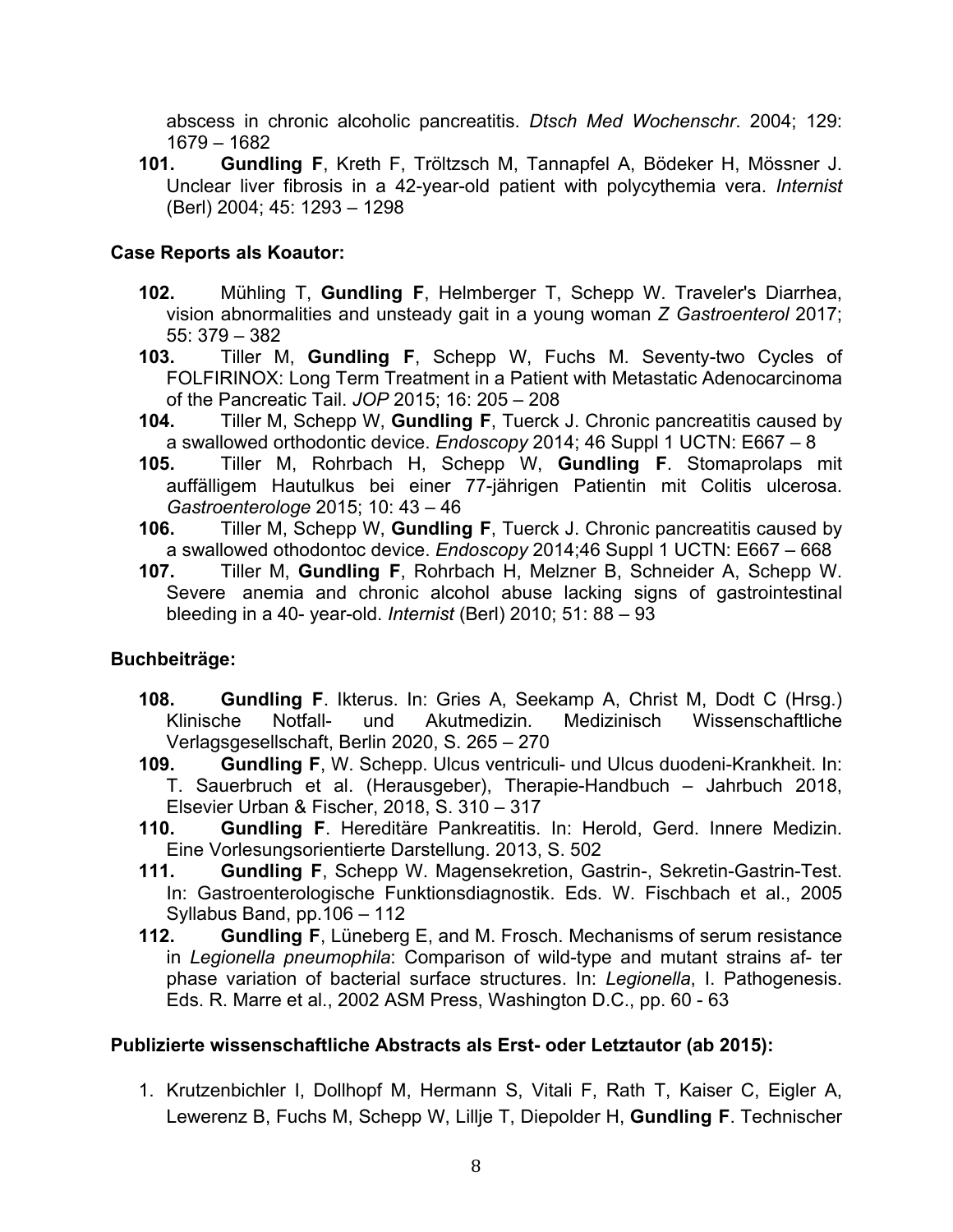abscess in chronic alcoholic pancreatitis. *Dtsch Med Wochenschr*. 2004; 129: 1679 – 1682

**101.** **Gundling F**, Kreth F, Tröltzsch M, Tannapfel A, Bödeker H, Mössner J. Unclear liver fibrosis in a 42-year-old patient with polycythemia vera. *Internist* (Berl) 2004; 45: 1293 – 1298

**Case Reports als Koautor:**

**102.** Mühling T, **Gundling F**, Helmberger T, Schepp W. Traveler's Diarrhea, vision abnormalities and unsteady gait in a young woman *Z Gastroenterol* 2017; 55: 379 – 382

**103.** Tiller M, **Gundling F**, Schepp W, Fuchs M. Seventy-two Cycles of FOLFIRINOX: Long Term Treatment in a Patient with Metastatic Adenocarcinoma of the Pancreatic Tail. *JOP* 2015; 16: 205 – 208

**104.** Tiller M, Schepp W, **Gundling F**, Tuerck J. Chronic pancreatitis caused by a swallowed orthodontic device. *Endoscopy* 2014; 46 Suppl 1 UCTN: E667 – 8

**105.** Tiller M, Rohrbach H, Schepp W, **Gundling F**. Stomaprolaps mit auffälligem Hautulkus bei einer 77-jährigen Patientin mit Colitis ulcerosa. *Gastroenterologe* 2015; 10: 43 – 46

**106.** Tiller M, Schepp W, **Gundling F**, Tuerck J. Chronic pancreatitis caused by a swallowed othodontoc device. *Endoscopy* 2014;46 Suppl 1 UCTN: E667 – 668

**107.** Tiller M, **Gundling F**, Rohrbach H, Melzner B, Schneider A, Schepp W. Severe anemia and chronic alcohol abuse lacking signs of gastrointestinal bleeding in a 40- year-old. *Internist* (Berl) 2010; 51: 88 – 93

**Buchbeiträge:**

**108.** **Gundling F**. Ikterus. In: Gries A, Seekamp A, Christ M, Dodt C (Hrsg.) Klinische Notfall- und Akutmedizin. Medizinisch Wissenschaftliche Verlagsgesellschaft, Berlin 2020, S. 265 – 270

**109.** **Gundling F**, W. Schepp. Ulcus ventriculi- und Ulcus duodeni-Krankheit. In: T. Sauerbruch et al. (Herausgeber), Therapie-Handbuch – Jahrbuch 2018, Elsevier Urban & Fischer, 2018, S. 310 – 317

**110.** **Gundling F**. Hereditäre Pankreatitis. In: Herold, Gerd. Innere Medizin. Eine Vorlesungsorientierte Darstellung. 2013, S. 502

**111.** **Gundling F**, Schepp W. Magensekretion, Gastrin-, Sekretin-Gastrin-Test. In: Gastroenterologische Funktionsdiagnostik. Eds. W. Fischbach et al., 2005 Syllabus Band, pp.106 – 112

**112.** **Gundling F**, Lüneberg E, and M. Frosch. Mechanisms of serum resistance in *Legionella pneumophila*: Comparison of wild-type and mutant strains af- ter phase variation of bacterial surface structures. In: *Legionella*, I. Pathogenesis. Eds. R. Marre et al., 2002 ASM Press, Washington D.C., pp. 60 - 63

**Publizierte wissenschaftliche Abstracts als Erst- oder Letztautor (ab 2015):**

1. Krutzenbichler I, Dollhopf M, Hermann S, Vitali F, Rath T, Kaiser C, Eigler A, Lewerenz B, Fuchs M, Schepp W, Lillje T, Diepolder H, **Gundling F**. Technischer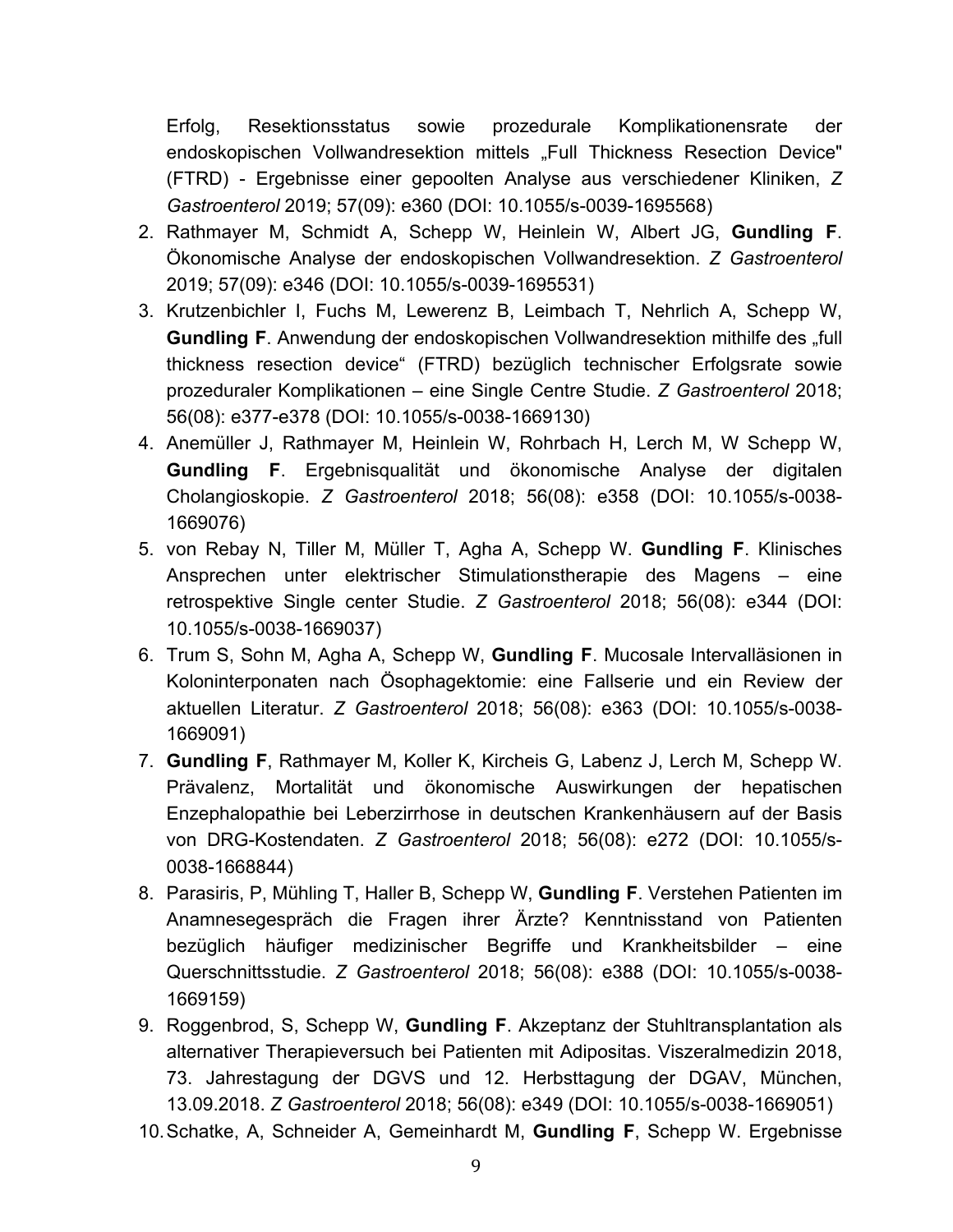Erfolg, Resektionsstatus sowie prozedurale Komplikationensrate der endoskopischen Vollwandresektion mittels „Full Thickness Resection Device" (FTRD) - Ergebnisse einer gepoolten Analyse aus verschiedener Kliniken, *Z Gastroenterol* 2019; 57(09): e360 (DOI: 10.1055/s-0039-1695568)

2. Rathmayer M, Schmidt A, Schepp W, Heinlein W, Albert JG, **Gundling F**. Ökonomische Analyse der endoskopischen Vollwandresektion. *Z Gastroenterol* 2019; 57(09): e346 (DOI: 10.1055/s-0039-1695531)
3. Krutzenbichler I, Fuchs M, Lewerenz B, Leimbach T, Nehrlich A, Schepp W, **Gundling F**. Anwendung der endoskopischen Vollwandresektion mithilfe des „full thickness resection device" (FTRD) bezüglich technischer Erfolgsrate sowie prozeduraler Komplikationen – eine Single Centre Studie. *Z Gastroenterol* 2018; 56(08): e377-e378 (DOI: 10.1055/s-0038-1669130)
4. Anemüller J, Rathmayer M, Heinlein W, Rohrbach H, Lerch M, W Schepp W, **Gundling F**. Ergebnisqualität und ökonomische Analyse der digitalen Cholangioskopie. *Z Gastroenterol* 2018; 56(08): e358 (DOI: 10.1055/s-0038-1669076)
5. von Rebay N, Tiller M, Müller T, Agha A, Schepp W. **Gundling F**. Klinisches Ansprechen unter elektrischer Stimulationstherapie des Magens – eine retrospektive Single center Studie. *Z Gastroenterol* 2018; 56(08): e344 (DOI: 10.1055/s-0038-1669037)
6. Trum S, Sohn M, Agha A, Schepp W, **Gundling F**. Mucosale Intervalläsionen in Koloninterponaten nach Ösophagektomie: eine Fallserie und ein Review der aktuellen Literatur. *Z Gastroenterol* 2018; 56(08): e363 (DOI: 10.1055/s-0038-1669091)
7. **Gundling F**, Rathmayer M, Koller K, Kircheis G, Labenz J, Lerch M, Schepp W. Prävalenz, Mortalität und ökonomische Auswirkungen der hepatischen Enzephalopathie bei Leberzirrhose in deutschen Krankenhäusern auf der Basis von DRG-Kostendaten. *Z Gastroenterol* 2018; 56(08): e272 (DOI: 10.1055/s-0038-1668844)
8. Parasiris, P, Mühling T, Haller B, Schepp W, **Gundling F**. Verstehen Patienten im Anamnesegespräch die Fragen ihrer Ärzte? Kenntnisstand von Patienten bezüglich häufiger medizinischer Begriffe und Krankheitsbilder – eine Querschnittsstudie. *Z Gastroenterol* 2018; 56(08): e388 (DOI: 10.1055/s-0038-1669159)
9. Roggenbrod, S, Schepp W, **Gundling F**. Akzeptanz der Stuhltransplantation als alternativer Therapieversuch bei Patienten mit Adipositas. Viszeralmedizin 2018, 73. Jahrestagung der DGVS und 12. Herbsttagung der DGAV, München, 13.09.2018. *Z Gastroenterol* 2018; 56(08): e349 (DOI: 10.1055/s-0038-1669051)
10. Schatke, A, Schneider A, Gemeinhardt M, **Gundling F**, Schepp W. Ergebnisse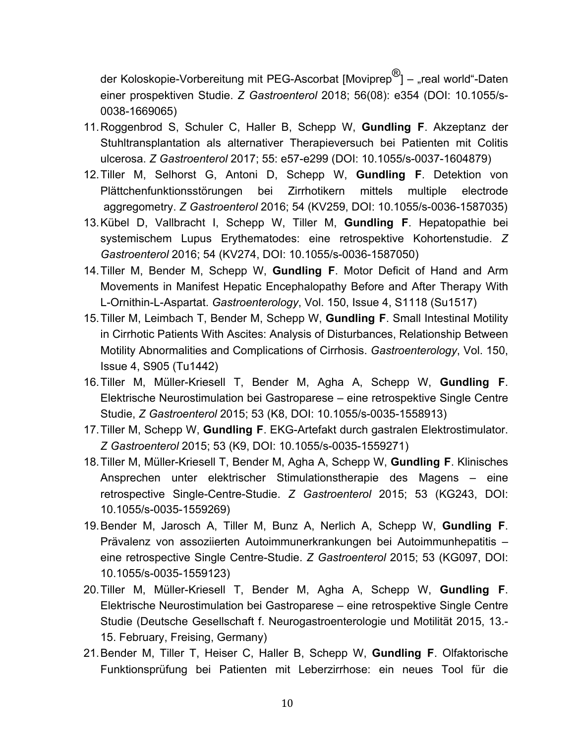der Koloskopie-Vorbereitung mit PEG-Ascorbat [Moviprep®] – „real world"-Daten einer prospektiven Studie. *Z Gastroenterol* 2018; 56(08): e354 (DOI: 10.1055/s-0038-1669065)

11. Roggenbrod S, Schuler C, Haller B, Schepp W, **Gundling F**. Akzeptanz der Stuhltransplantation als alternativer Therapieversuch bei Patienten mit Colitis ulcerosa. *Z Gastroenterol* 2017; 55: e57-e299 (DOI: 10.1055/s-0037-1604879)
12. Tiller M, Selhorst G, Antoni D, Schepp W, **Gundling F**. Detektion von Plättchenfunktionsstörungen bei Zirrhotikern mittels multiple electrode aggregometry. *Z Gastroenterol* 2016; 54 (KV259, DOI: 10.1055/s-0036-1587035)
13. Kübel D, Vallbracht I, Schepp W, Tiller M, **Gundling F**. Hepatopathie bei systemischem Lupus Erythematodes: eine retrospektive Kohortenstudie. *Z Gastroenterol* 2016; 54 (KV274, DOI: 10.1055/s-0036-1587050)
14. Tiller M, Bender M, Schepp W, **Gundling F**. Motor Deficit of Hand and Arm Movements in Manifest Hepatic Encephalopathy Before and After Therapy With L-Ornithin-L-Aspartat. *Gastroenterology*, Vol. 150, Issue 4, S1118 (Su1517)
15. Tiller M, Leimbach T, Bender M, Schepp W, **Gundling F**. Small Intestinal Motility in Cirrhotic Patients With Ascites: Analysis of Disturbances, Relationship Between Motility Abnormalities and Complications of Cirrhosis. *Gastroenterology*, Vol. 150, Issue 4, S905 (Tu1442)
16. Tiller M, Müller-Kriesell T, Bender M, Agha A, Schepp W, **Gundling F**. Elektrische Neurostimulation bei Gastroparese – eine retrospektive Single Centre Studie, *Z Gastroenterol* 2015; 53 (K8, DOI: 10.1055/s-0035-1558913)
17. Tiller M, Schepp W, **Gundling F**. EKG-Artefakt durch gastralen Elektrostimulator. *Z Gastroenterol* 2015; 53 (K9, DOI: 10.1055/s-0035-1559271)
18. Tiller M, Müller-Kriesell T, Bender M, Agha A, Schepp W, **Gundling F**. Klinisches Ansprechen unter elektrischer Stimulationstherapie des Magens – eine retrospective Single-Centre-Studie. *Z Gastroenterol* 2015; 53 (KG243, DOI: 10.1055/s-0035-1559269)
19. Bender M, Jarosch A, Tiller M, Bunz A, Nerlich A, Schepp W, **Gundling F**. Prävalenz von assoziierten Autoimmunerkrankungen bei Autoimmunhepatitis – eine retrospective Single Centre-Studie. *Z Gastroenterol* 2015; 53 (KG097, DOI: 10.1055/s-0035-1559123)
20. Tiller M, Müller-Kriesell T, Bender M, Agha A, Schepp W, **Gundling F**. Elektrische Neurostimulation bei Gastroparese – eine retrospektive Single Centre Studie (Deutsche Gesellschaft f. Neurogastroenterologie und Motilität 2015, 13.-15. February, Freising, Germany)
21. Bender M, Tiller T, Heiser C, Haller B, Schepp W, **Gundling F**. Olfaktorische Funktionsprüfung bei Patienten mit Leberzirrhose: ein neues Tool für die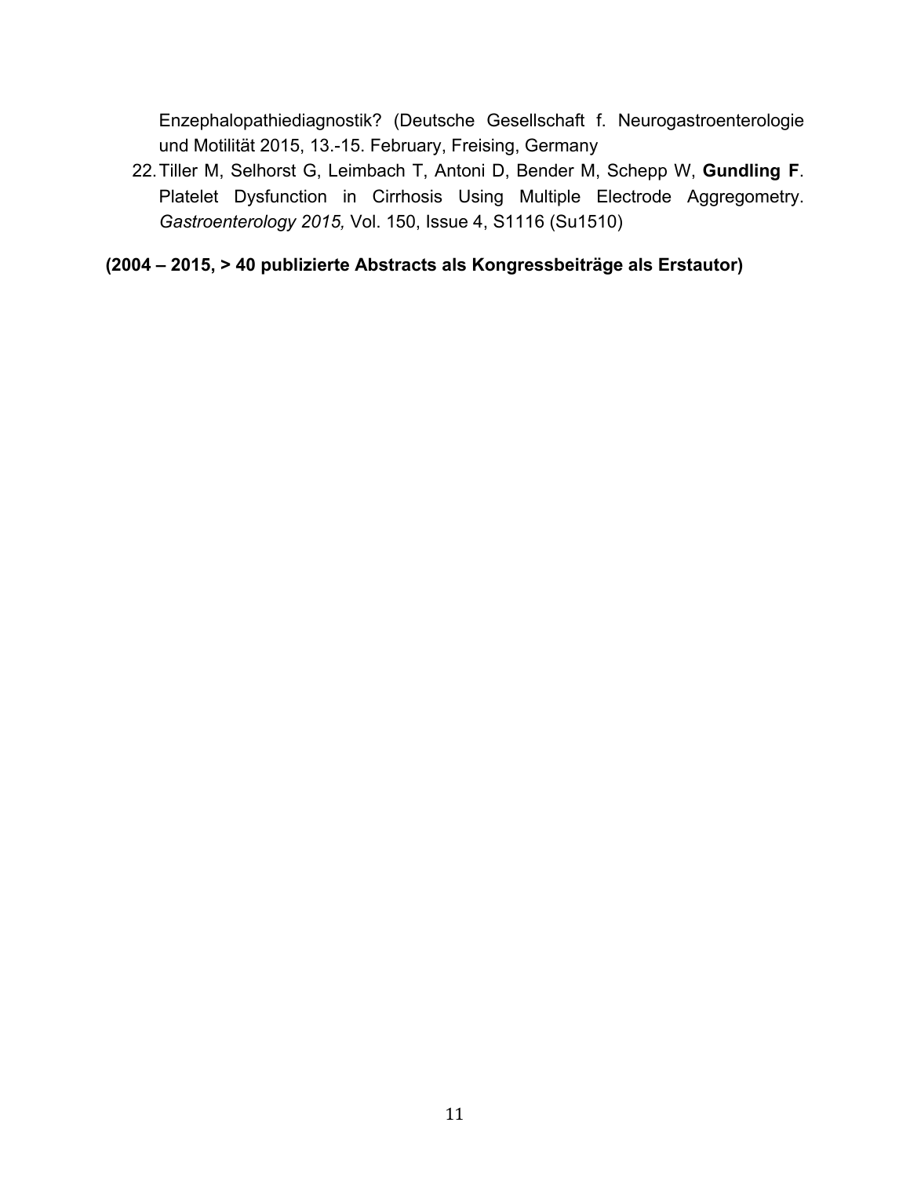Enzephalopathiediagnostik? (Deutsche Gesellschaft f. Neurogastroenterologie und Motilität 2015, 13.-15. February, Freising, Germany

22. Tiller M, Selhorst G, Leimbach T, Antoni D, Bender M, Schepp W, **Gundling F**. Platelet Dysfunction in Cirrhosis Using Multiple Electrode Aggregometry. *Gastroenterology 2015,* Vol. 150, Issue 4, S1116 (Su1510)

**(2004 – 2015, > 40 publizierte Abstracts als Kongressbeiträge als Erstautor)**